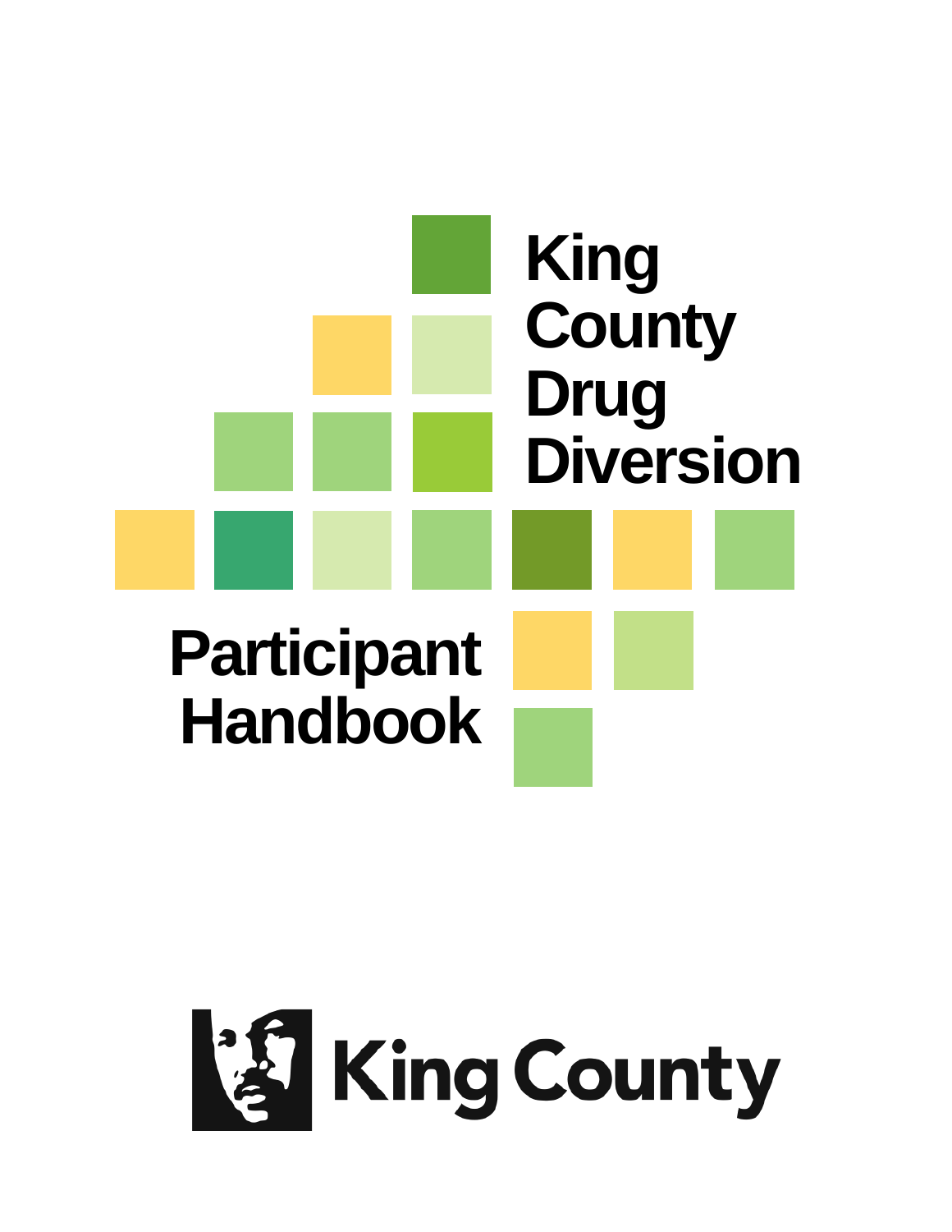# King County Drug Diversion

## Participant Handbook

King County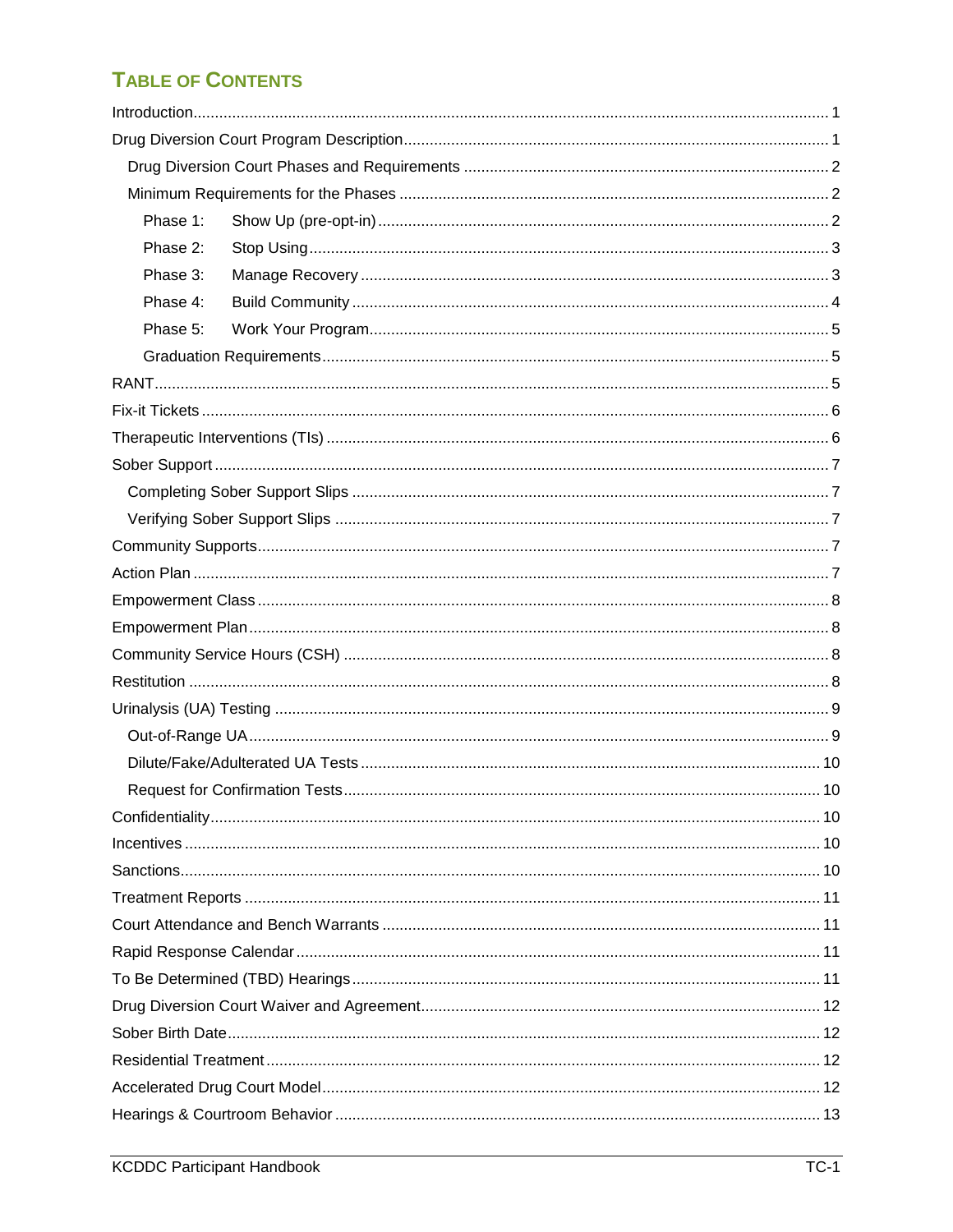## Table of Contents

- Introduction .......... 1
- Drug Diversion Court Program Description .......... 1
  - Drug Diversion Court Phases and Requirements .......... 2
  - Minimum Requirements for the Phases .......... 2
    - Phase 1: Show Up (pre-opt-in) .......... 2
    - Phase 2: Stop Using .......... 3
    - Phase 3: Manage Recovery .......... 3
    - Phase 4: Build Community .......... 4
    - Phase 5: Work Your Program .......... 5
    - Graduation Requirements .......... 5
- RANT .......... 5
- Fix-it Tickets .......... 6
- Therapeutic Interventions (TIs) .......... 6
- Sober Support .......... 7
  - Completing Sober Support Slips .......... 7
  - Verifying Sober Support Slips .......... 7
- Community Supports .......... 7
- Action Plan .......... 7
- Empowerment Class .......... 8
- Empowerment Plan .......... 8
- Community Service Hours (CSH) .......... 8
- Restitution .......... 8
- Urinalysis (UA) Testing .......... 9
  - Out-of-Range UA .......... 9
  - Dilute/Fake/Adulterated UA Tests .......... 10
  - Request for Confirmation Tests .......... 10
- Confidentiality .......... 10
- Incentives .......... 10
- Sanctions .......... 10
- Treatment Reports .......... 11
- Court Attendance and Bench Warrants .......... 11
- Rapid Response Calendar .......... 11
- To Be Determined (TBD) Hearings .......... 11
- Drug Diversion Court Waiver and Agreement .......... 12
- Sober Birth Date .......... 12
- Residential Treatment .......... 12
- Accelerated Drug Court Model .......... 12
- Hearings & Courtroom Behavior .......... 13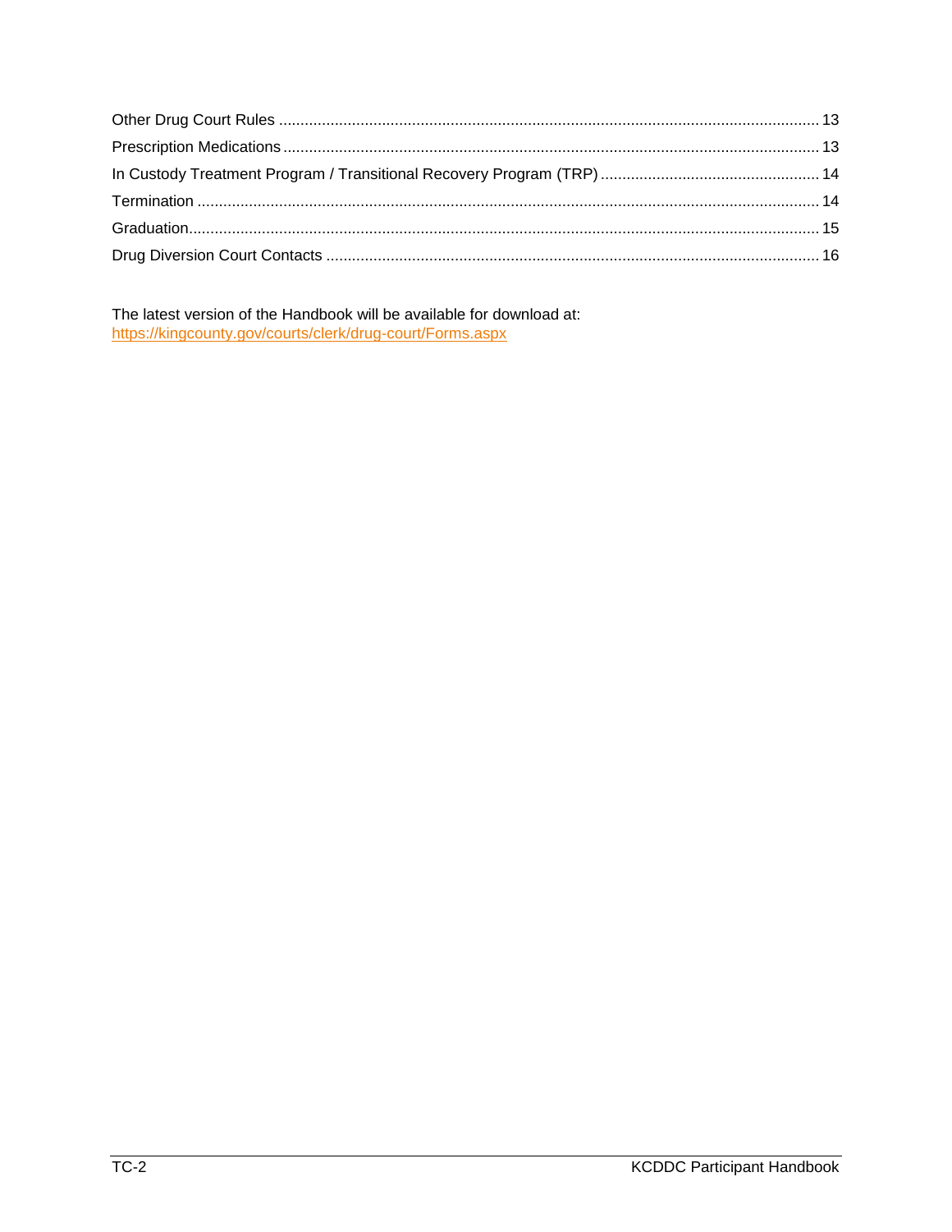Other Drug Court Rules ........................................................................................................................ 13

Prescription Medications ....................................................................................................................... 13

In Custody Treatment Program / Transitional Recovery Program (TRP) .................................................. 14

Termination ........................................................................................................................................... 14

Graduation ............................................................................................................................................. 15

Drug Diversion Court Contacts ............................................................................................................. 16

The latest version of the Handbook will be available for download at:
https://kingcounty.gov/courts/clerk/drug-court/Forms.aspx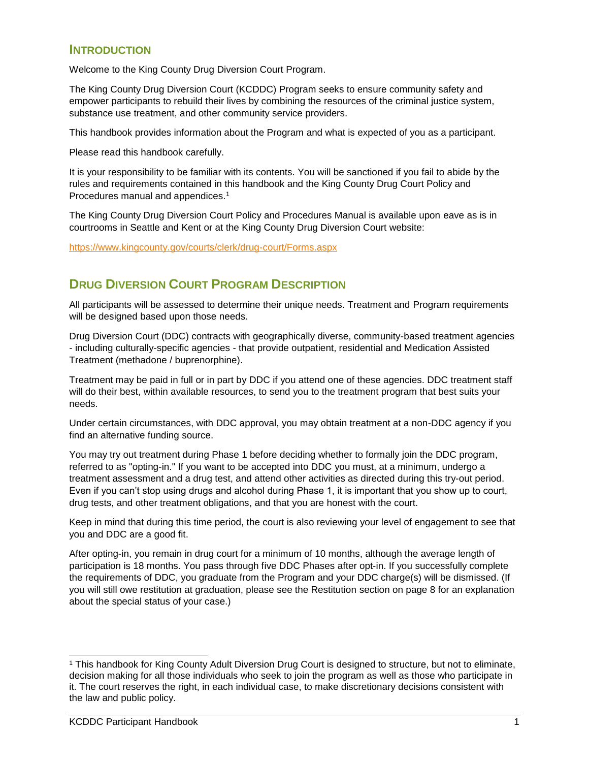## INTRODUCTION

Welcome to the King County Drug Diversion Court Program.

The King County Drug Diversion Court (KCDDC) Program seeks to ensure community safety and empower participants to rebuild their lives by combining the resources of the criminal justice system, substance use treatment, and other community service providers.

This handbook provides information about the Program and what is expected of you as a participant.

Please read this handbook carefully.

It is your responsibility to be familiar with its contents. You will be sanctioned if you fail to abide by the rules and requirements contained in this handbook and the King County Drug Court Policy and Procedures manual and appendices.[1]

The King County Drug Diversion Court Policy and Procedures Manual is available upon eave as is in courtrooms in Seattle and Kent or at the King County Drug Diversion Court website:

https://www.kingcounty.gov/courts/clerk/drug-court/Forms.aspx

## DRUG DIVERSION COURT PROGRAM DESCRIPTION

All participants will be assessed to determine their unique needs. Treatment and Program requirements will be designed based upon those needs.

Drug Diversion Court (DDC) contracts with geographically diverse, community-based treatment agencies - including culturally-specific agencies - that provide outpatient, residential and Medication Assisted Treatment (methadone / buprenorphine).

Treatment may be paid in full or in part by DDC if you attend one of these agencies. DDC treatment staff will do their best, within available resources, to send you to the treatment program that best suits your needs.

Under certain circumstances, with DDC approval, you may obtain treatment at a non-DDC agency if you find an alternative funding source.

You may try out treatment during Phase 1 before deciding whether to formally join the DDC program, referred to as "opting-in." If you want to be accepted into DDC you must, at a minimum, undergo a treatment assessment and a drug test, and attend other activities as directed during this try-out period. Even if you can't stop using drugs and alcohol during Phase 1, it is important that you show up to court, drug tests, and other treatment obligations, and that you are honest with the court.

Keep in mind that during this time period, the court is also reviewing your level of engagement to see that you and DDC are a good fit.

After opting-in, you remain in drug court for a minimum of 10 months, although the average length of participation is 18 months. You pass through five DDC Phases after opt-in. If you successfully complete the requirements of DDC, you graduate from the Program and your DDC charge(s) will be dismissed. (If you will still owe restitution at graduation, please see the Restitution section on page 8 for an explanation about the special status of your case.)

---

[1] This handbook for King County Adult Diversion Drug Court is designed to structure, but not to eliminate, decision making for all those individuals who seek to join the program as well as those who participate in it. The court reserves the right, in each individual case, to make discretionary decisions consistent with the law and public policy.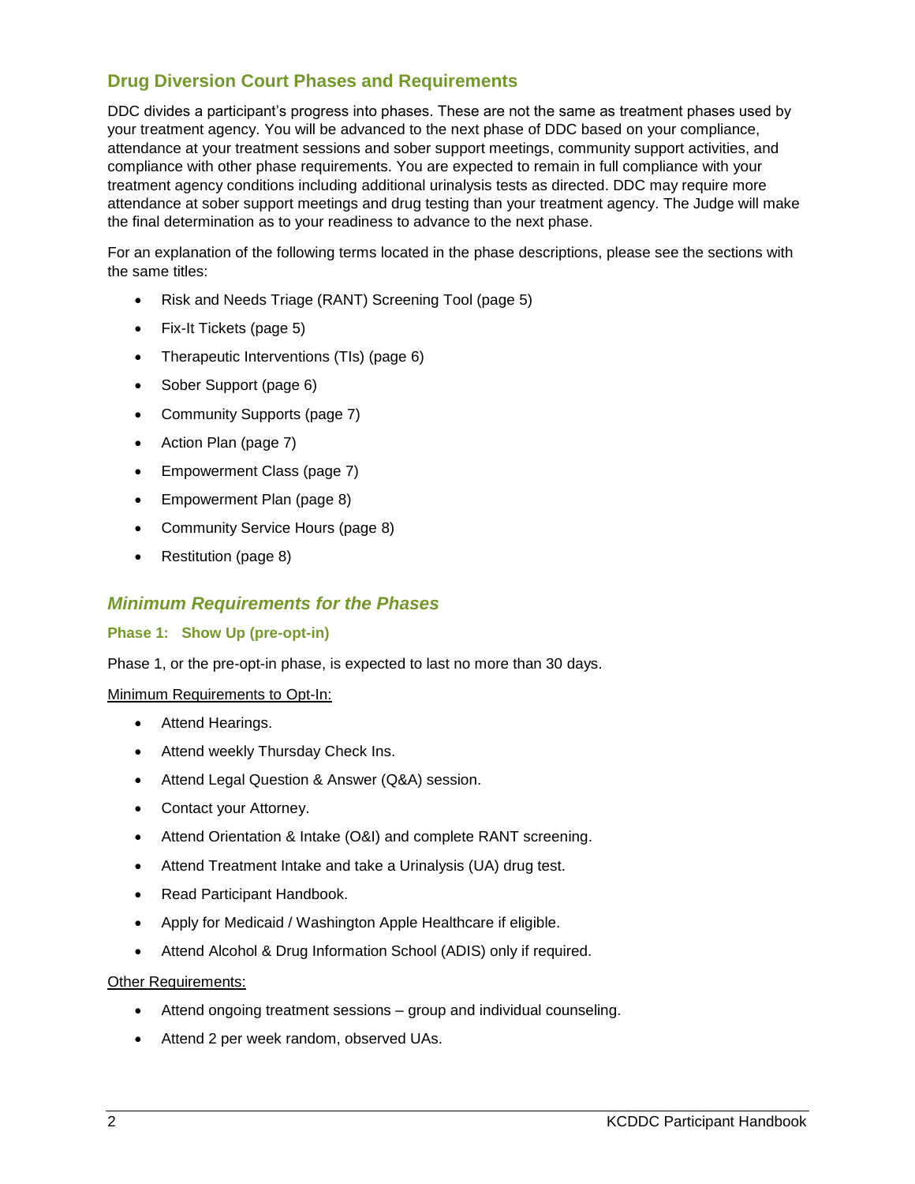## Drug Diversion Court Phases and Requirements

DDC divides a participant's progress into phases. These are not the same as treatment phases used by your treatment agency. You will be advanced to the next phase of DDC based on your compliance, attendance at your treatment sessions and sober support meetings, community support activities, and compliance with other phase requirements. You are expected to remain in full compliance with your treatment agency conditions including additional urinalysis tests as directed. DDC may require more attendance at sober support meetings and drug testing than your treatment agency. The Judge will make the final determination as to your readiness to advance to the next phase.

For an explanation of the following terms located in the phase descriptions, please see the sections with the same titles:

- Risk and Needs Triage (RANT) Screening Tool (page 5)
- Fix-It Tickets (page 5)
- Therapeutic Interventions (TIs) (page 6)
- Sober Support (page 6)
- Community Supports (page 7)
- Action Plan (page 7)
- Empowerment Class (page 7)
- Empowerment Plan (page 8)
- Community Service Hours (page 8)
- Restitution (page 8)

### *Minimum Requirements for the Phases*

#### Phase 1: Show Up (pre-opt-in)

Phase 1, or the pre-opt-in phase, is expected to last no more than 30 days.

Minimum Requirements to Opt-In:

- Attend Hearings.
- Attend weekly Thursday Check Ins.
- Attend Legal Question & Answer (Q&A) session.
- Contact your Attorney.
- Attend Orientation & Intake (O&I) and complete RANT screening.
- Attend Treatment Intake and take a Urinalysis (UA) drug test.
- Read Participant Handbook.
- Apply for Medicaid / Washington Apple Healthcare if eligible.
- Attend Alcohol & Drug Information School (ADIS) only if required.

Other Requirements:

- Attend ongoing treatment sessions – group and individual counseling.
- Attend 2 per week random, observed UAs.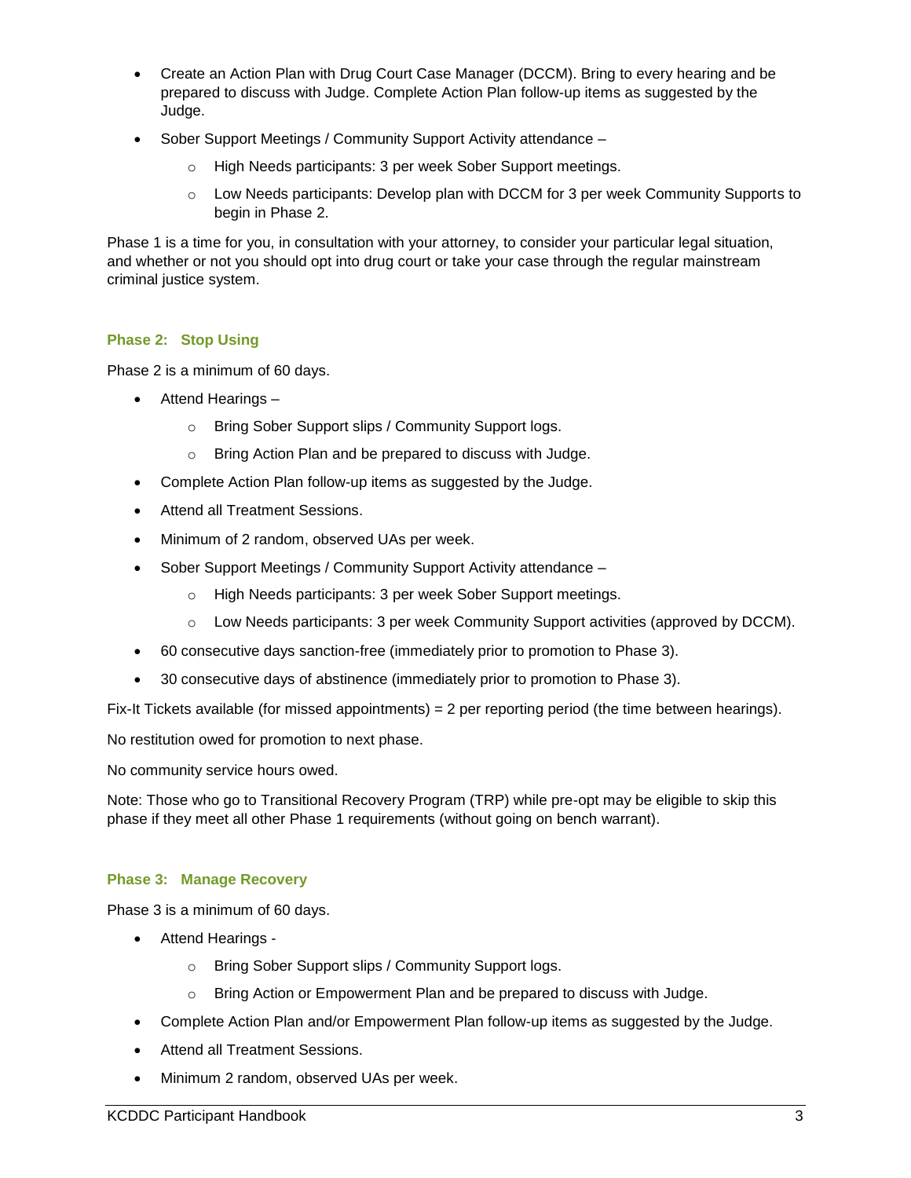- Create an Action Plan with Drug Court Case Manager (DCCM). Bring to every hearing and be prepared to discuss with Judge. Complete Action Plan follow-up items as suggested by the Judge.
- Sober Support Meetings / Community Support Activity attendance –
  - High Needs participants: 3 per week Sober Support meetings.
  - Low Needs participants: Develop plan with DCCM for 3 per week Community Supports to begin in Phase 2.

Phase 1 is a time for you, in consultation with your attorney, to consider your particular legal situation, and whether or not you should opt into drug court or take your case through the regular mainstream criminal justice system.

### Phase 2: Stop Using

Phase 2 is a minimum of 60 days.

- Attend Hearings –
  - Bring Sober Support slips / Community Support logs.
  - Bring Action Plan and be prepared to discuss with Judge.
- Complete Action Plan follow-up items as suggested by the Judge.
- Attend all Treatment Sessions.
- Minimum of 2 random, observed UAs per week.
- Sober Support Meetings / Community Support Activity attendance –
  - High Needs participants: 3 per week Sober Support meetings.
  - Low Needs participants: 3 per week Community Support activities (approved by DCCM).
- 60 consecutive days sanction-free (immediately prior to promotion to Phase 3).
- 30 consecutive days of abstinence (immediately prior to promotion to Phase 3).

Fix-It Tickets available (for missed appointments) = 2 per reporting period (the time between hearings).

No restitution owed for promotion to next phase.

No community service hours owed.

Note: Those who go to Transitional Recovery Program (TRP) while pre-opt may be eligible to skip this phase if they meet all other Phase 1 requirements (without going on bench warrant).

### Phase 3: Manage Recovery

Phase 3 is a minimum of 60 days.

- Attend Hearings -
  - Bring Sober Support slips / Community Support logs.
  - Bring Action or Empowerment Plan and be prepared to discuss with Judge.
- Complete Action Plan and/or Empowerment Plan follow-up items as suggested by the Judge.
- Attend all Treatment Sessions.
- Minimum 2 random, observed UAs per week.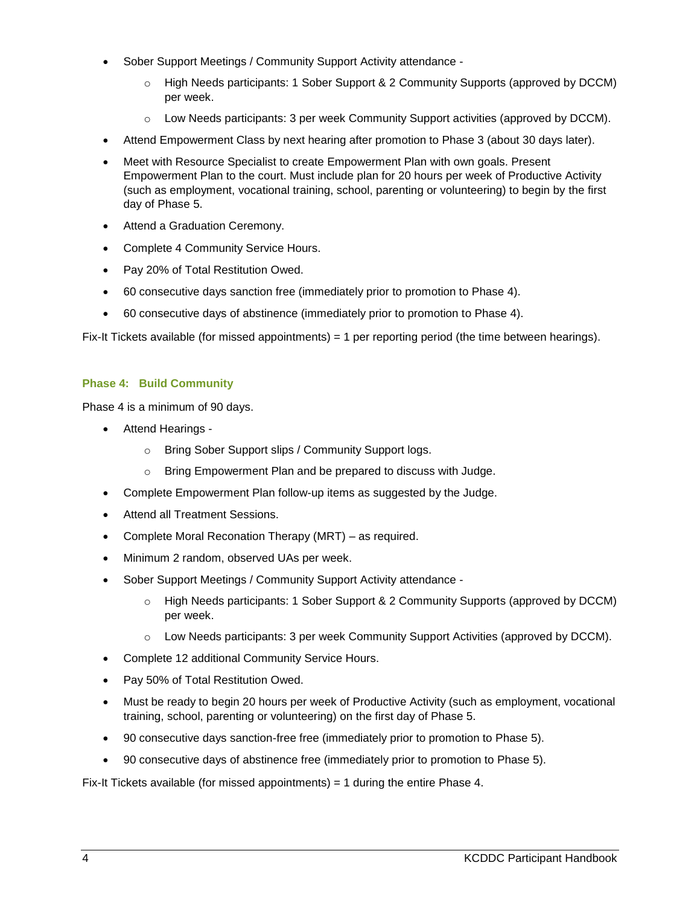- Sober Support Meetings / Community Support Activity attendance -
  - High Needs participants: 1 Sober Support & 2 Community Supports (approved by DCCM) per week.
  - Low Needs participants: 3 per week Community Support activities (approved by DCCM).
- Attend Empowerment Class by next hearing after promotion to Phase 3 (about 30 days later).
- Meet with Resource Specialist to create Empowerment Plan with own goals. Present Empowerment Plan to the court. Must include plan for 20 hours per week of Productive Activity (such as employment, vocational training, school, parenting or volunteering) to begin by the first day of Phase 5.
- Attend a Graduation Ceremony.
- Complete 4 Community Service Hours.
- Pay 20% of Total Restitution Owed.
- 60 consecutive days sanction free (immediately prior to promotion to Phase 4).
- 60 consecutive days of abstinence (immediately prior to promotion to Phase 4).

Fix-It Tickets available (for missed appointments) = 1 per reporting period (the time between hearings).

### Phase 4: Build Community

Phase 4 is a minimum of 90 days.

- Attend Hearings -
  - Bring Sober Support slips / Community Support logs.
  - Bring Empowerment Plan and be prepared to discuss with Judge.
- Complete Empowerment Plan follow-up items as suggested by the Judge.
- Attend all Treatment Sessions.
- Complete Moral Reconation Therapy (MRT) – as required.
- Minimum 2 random, observed UAs per week.
- Sober Support Meetings / Community Support Activity attendance -
  - High Needs participants: 1 Sober Support & 2 Community Supports (approved by DCCM) per week.
  - Low Needs participants: 3 per week Community Support Activities (approved by DCCM).
- Complete 12 additional Community Service Hours.
- Pay 50% of Total Restitution Owed.
- Must be ready to begin 20 hours per week of Productive Activity (such as employment, vocational training, school, parenting or volunteering) on the first day of Phase 5.
- 90 consecutive days sanction-free free (immediately prior to promotion to Phase 5).
- 90 consecutive days of abstinence free (immediately prior to promotion to Phase 5).

Fix-It Tickets available (for missed appointments) = 1 during the entire Phase 4.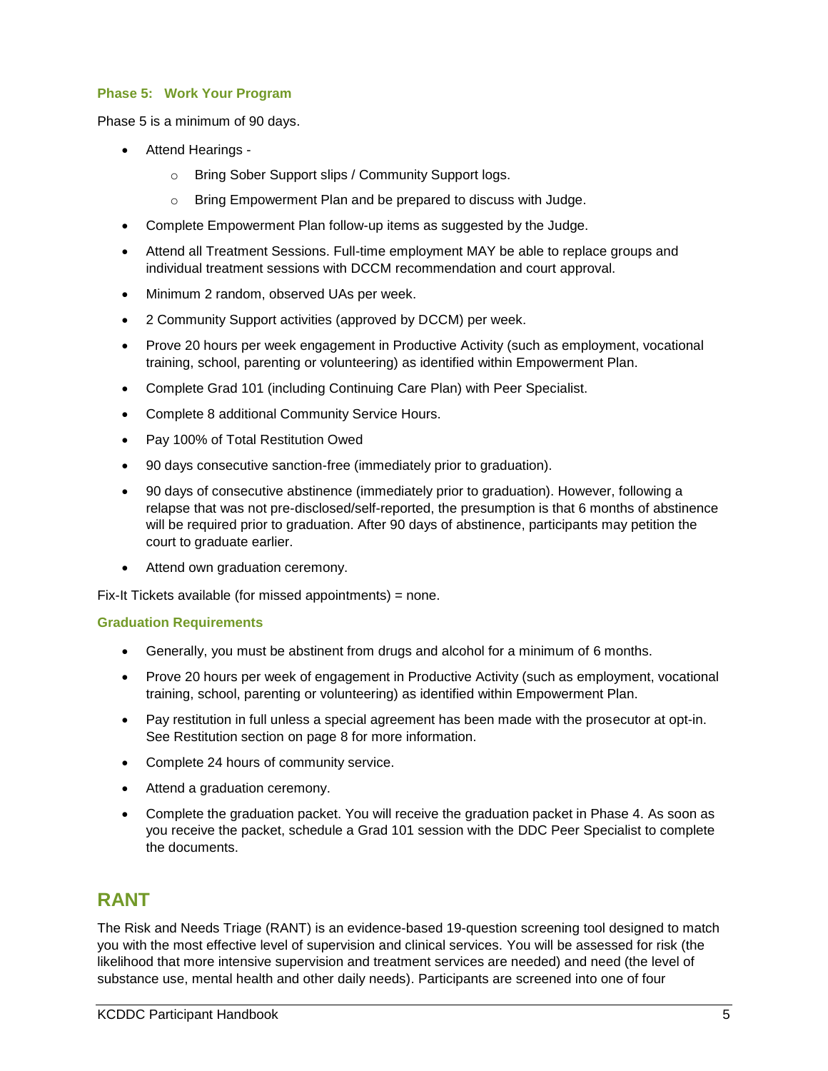### Phase 5: Work Your Program

Phase 5 is a minimum of 90 days.

- Attend Hearings -
  - Bring Sober Support slips / Community Support logs.
  - Bring Empowerment Plan and be prepared to discuss with Judge.
- Complete Empowerment Plan follow-up items as suggested by the Judge.
- Attend all Treatment Sessions. Full-time employment MAY be able to replace groups and individual treatment sessions with DCCM recommendation and court approval.
- Minimum 2 random, observed UAs per week.
- 2 Community Support activities (approved by DCCM) per week.
- Prove 20 hours per week engagement in Productive Activity (such as employment, vocational training, school, parenting or volunteering) as identified within Empowerment Plan.
- Complete Grad 101 (including Continuing Care Plan) with Peer Specialist.
- Complete 8 additional Community Service Hours.
- Pay 100% of Total Restitution Owed
- 90 days consecutive sanction-free (immediately prior to graduation).
- 90 days of consecutive abstinence (immediately prior to graduation). However, following a relapse that was not pre-disclosed/self-reported, the presumption is that 6 months of abstinence will be required prior to graduation. After 90 days of abstinence, participants may petition the court to graduate earlier.
- Attend own graduation ceremony.

Fix-It Tickets available (for missed appointments) = none.

### Graduation Requirements

- Generally, you must be abstinent from drugs and alcohol for a minimum of 6 months.
- Prove 20 hours per week of engagement in Productive Activity (such as employment, vocational training, school, parenting or volunteering) as identified within Empowerment Plan.
- Pay restitution in full unless a special agreement has been made with the prosecutor at opt-in. See Restitution section on page 8 for more information.
- Complete 24 hours of community service.
- Attend a graduation ceremony.
- Complete the graduation packet. You will receive the graduation packet in Phase 4. As soon as you receive the packet, schedule a Grad 101 session with the DDC Peer Specialist to complete the documents.

## RANT

The Risk and Needs Triage (RANT) is an evidence-based 19-question screening tool designed to match you with the most effective level of supervision and clinical services. You will be assessed for risk (the likelihood that more intensive supervision and treatment services are needed) and need (the level of substance use, mental health and other daily needs). Participants are screened into one of four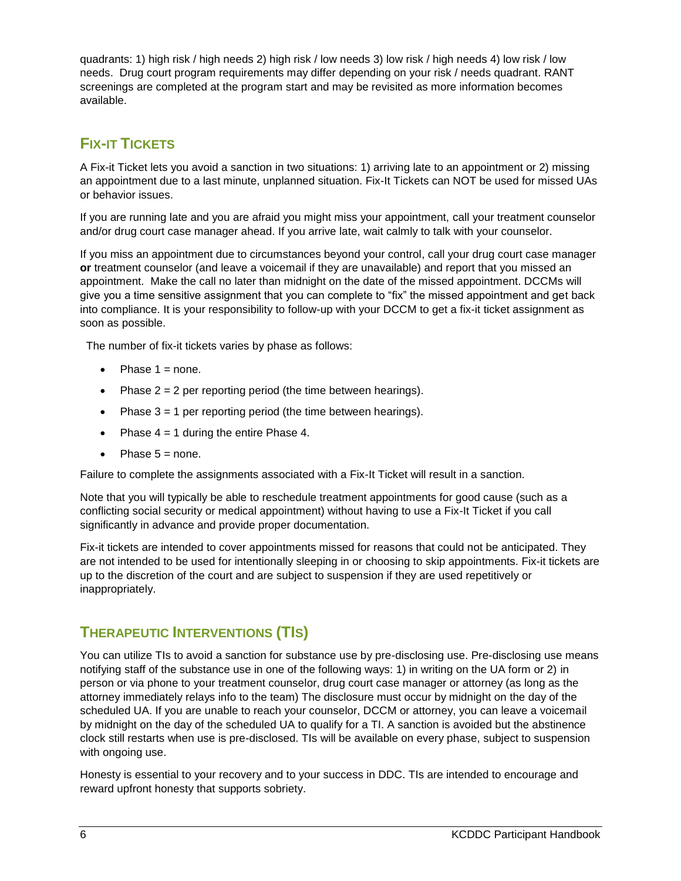quadrants: 1) high risk / high needs 2) high risk / low needs 3) low risk / high needs 4) low risk / low needs. Drug court program requirements may differ depending on your risk / needs quadrant. RANT screenings are completed at the program start and may be revisited as more information becomes available.

## Fix-it Tickets

A Fix-it Ticket lets you avoid a sanction in two situations: 1) arriving late to an appointment or 2) missing an appointment due to a last minute, unplanned situation. Fix-It Tickets can NOT be used for missed UAs or behavior issues.

If you are running late and you are afraid you might miss your appointment, call your treatment counselor and/or drug court case manager ahead. If you arrive late, wait calmly to talk with your counselor.

If you miss an appointment due to circumstances beyond your control, call your drug court case manager **or** treatment counselor (and leave a voicemail if they are unavailable) and report that you missed an appointment. Make the call no later than midnight on the date of the missed appointment. DCCMs will give you a time sensitive assignment that you can complete to "fix" the missed appointment and get back into compliance. It is your responsibility to follow-up with your DCCM to get a fix-it ticket assignment as soon as possible.

The number of fix-it tickets varies by phase as follows:

- Phase 1 = none.
- Phase 2 = 2 per reporting period (the time between hearings).
- Phase 3 = 1 per reporting period (the time between hearings).
- Phase 4 = 1 during the entire Phase 4.
- Phase 5 = none.

Failure to complete the assignments associated with a Fix-It Ticket will result in a sanction.

Note that you will typically be able to reschedule treatment appointments for good cause (such as a conflicting social security or medical appointment) without having to use a Fix-It Ticket if you call significantly in advance and provide proper documentation.

Fix-it tickets are intended to cover appointments missed for reasons that could not be anticipated. They are not intended to be used for intentionally sleeping in or choosing to skip appointments. Fix-it tickets are up to the discretion of the court and are subject to suspension if they are used repetitively or inappropriately.

## Therapeutic Interventions (TIs)

You can utilize TIs to avoid a sanction for substance use by pre-disclosing use. Pre-disclosing use means notifying staff of the substance use in one of the following ways: 1) in writing on the UA form or 2) in person or via phone to your treatment counselor, drug court case manager or attorney (as long as the attorney immediately relays info to the team) The disclosure must occur by midnight on the day of the scheduled UA. If you are unable to reach your counselor, DCCM or attorney, you can leave a voicemail by midnight on the day of the scheduled UA to qualify for a TI. A sanction is avoided but the abstinence clock still restarts when use is pre-disclosed. TIs will be available on every phase, subject to suspension with ongoing use.

Honesty is essential to your recovery and to your success in DDC. TIs are intended to encourage and reward upfront honesty that supports sobriety.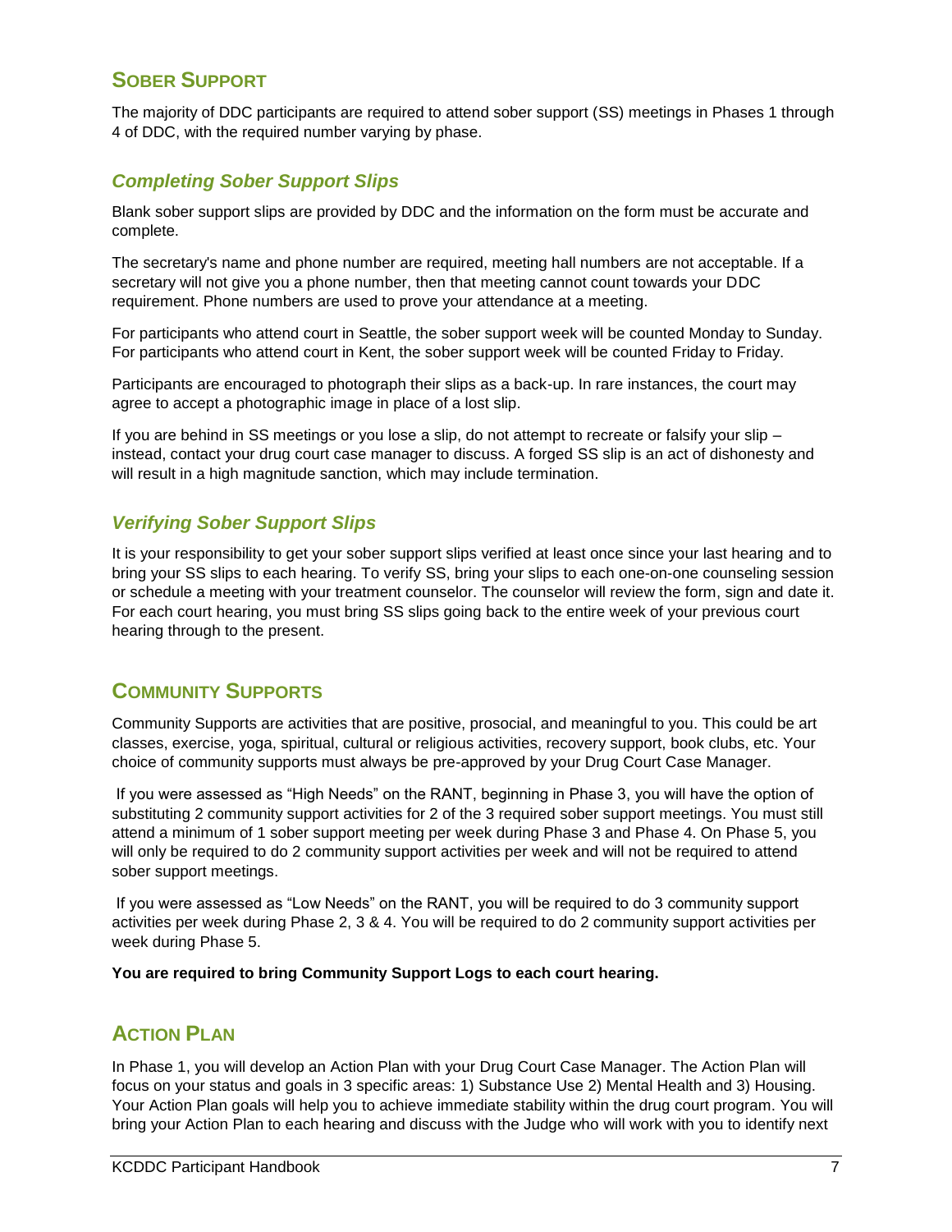## SOBER SUPPORT

The majority of DDC participants are required to attend sober support (SS) meetings in Phases 1 through 4 of DDC, with the required number varying by phase.

### *Completing Sober Support Slips*

Blank sober support slips are provided by DDC and the information on the form must be accurate and complete.

The secretary's name and phone number are required, meeting hall numbers are not acceptable. If a secretary will not give you a phone number, then that meeting cannot count towards your DDC requirement. Phone numbers are used to prove your attendance at a meeting.

For participants who attend court in Seattle, the sober support week will be counted Monday to Sunday. For participants who attend court in Kent, the sober support week will be counted Friday to Friday.

Participants are encouraged to photograph their slips as a back-up. In rare instances, the court may agree to accept a photographic image in place of a lost slip.

If you are behind in SS meetings or you lose a slip, do not attempt to recreate or falsify your slip – instead, contact your drug court case manager to discuss. A forged SS slip is an act of dishonesty and will result in a high magnitude sanction, which may include termination.

### *Verifying Sober Support Slips*

It is your responsibility to get your sober support slips verified at least once since your last hearing and to bring your SS slips to each hearing. To verify SS, bring your slips to each one-on-one counseling session or schedule a meeting with your treatment counselor. The counselor will review the form, sign and date it. For each court hearing, you must bring SS slips going back to the entire week of your previous court hearing through to the present.

## COMMUNITY SUPPORTS

Community Supports are activities that are positive, prosocial, and meaningful to you. This could be art classes, exercise, yoga, spiritual, cultural or religious activities, recovery support, book clubs, etc. Your choice of community supports must always be pre-approved by your Drug Court Case Manager.

If you were assessed as "High Needs" on the RANT, beginning in Phase 3, you will have the option of substituting 2 community support activities for 2 of the 3 required sober support meetings. You must still attend a minimum of 1 sober support meeting per week during Phase 3 and Phase 4. On Phase 5, you will only be required to do 2 community support activities per week and will not be required to attend sober support meetings.

If you were assessed as "Low Needs" on the RANT, you will be required to do 3 community support activities per week during Phase 2, 3 & 4. You will be required to do 2 community support activities per week during Phase 5.

**You are required to bring Community Support Logs to each court hearing.**

## ACTION PLAN

In Phase 1, you will develop an Action Plan with your Drug Court Case Manager. The Action Plan will focus on your status and goals in 3 specific areas: 1) Substance Use 2) Mental Health and 3) Housing. Your Action Plan goals will help you to achieve immediate stability within the drug court program. You will bring your Action Plan to each hearing and discuss with the Judge who will work with you to identify next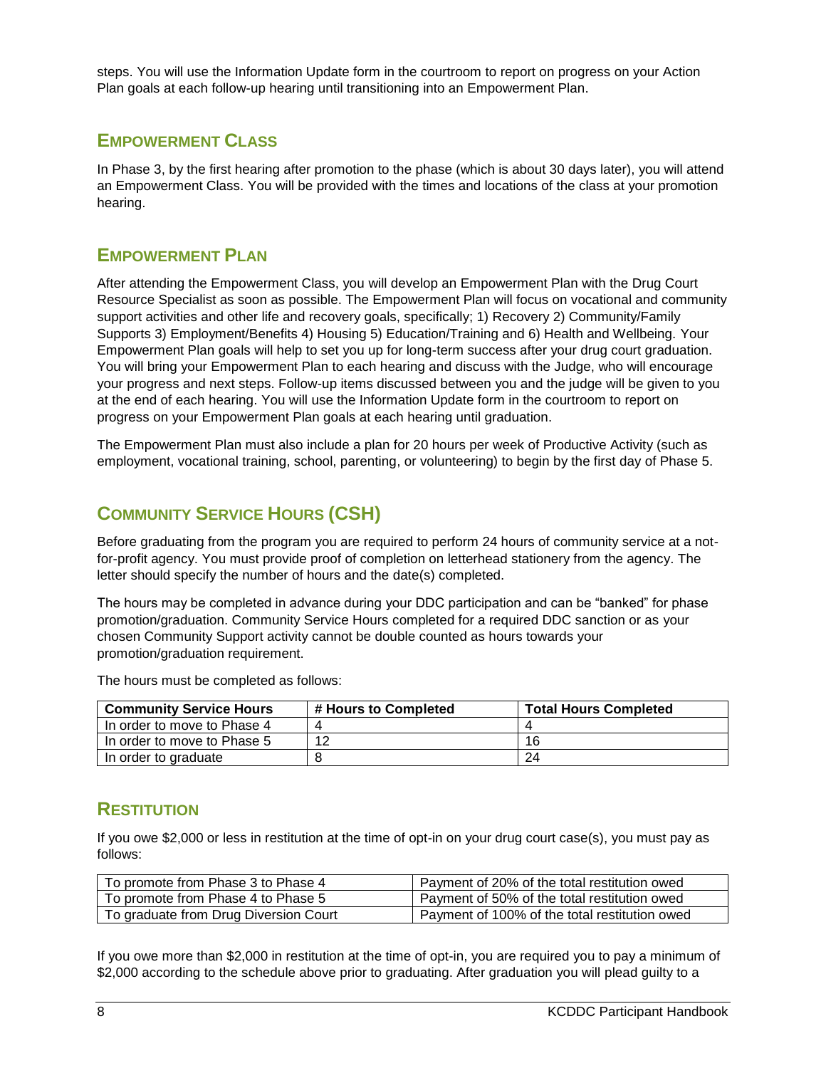steps. You will use the Information Update form in the courtroom to report on progress on your Action Plan goals at each follow-up hearing until transitioning into an Empowerment Plan.

## Empowerment Class

In Phase 3, by the first hearing after promotion to the phase (which is about 30 days later), you will attend an Empowerment Class. You will be provided with the times and locations of the class at your promotion hearing.

## Empowerment Plan

After attending the Empowerment Class, you will develop an Empowerment Plan with the Drug Court Resource Specialist as soon as possible. The Empowerment Plan will focus on vocational and community support activities and other life and recovery goals, specifically; 1) Recovery 2) Community/Family Supports 3) Employment/Benefits 4) Housing 5) Education/Training and 6) Health and Wellbeing. Your Empowerment Plan goals will help to set you up for long-term success after your drug court graduation. You will bring your Empowerment Plan to each hearing and discuss with the Judge, who will encourage your progress and next steps. Follow-up items discussed between you and the judge will be given to you at the end of each hearing. You will use the Information Update form in the courtroom to report on progress on your Empowerment Plan goals at each hearing until graduation.

The Empowerment Plan must also include a plan for 20 hours per week of Productive Activity (such as employment, vocational training, school, parenting, or volunteering) to begin by the first day of Phase 5.

## Community Service Hours (CSH)

Before graduating from the program you are required to perform 24 hours of community service at a not-for-profit agency. You must provide proof of completion on letterhead stationery from the agency. The letter should specify the number of hours and the date(s) completed.

The hours may be completed in advance during your DDC participation and can be "banked" for phase promotion/graduation. Community Service Hours completed for a required DDC sanction or as your chosen Community Support activity cannot be double counted as hours towards your promotion/graduation requirement.

The hours must be completed as follows:

| Community Service Hours | # Hours to Completed | Total Hours Completed |
|---|---|---|
| In order to move to Phase 4 | 4 | 4 |
| In order to move to Phase 5 | 12 | 16 |
| In order to graduate | 8 | 24 |

## Restitution

If you owe $2,000 or less in restitution at the time of opt-in on your drug court case(s), you must pay as follows:

| | |
|---|---|
| To promote from Phase 3 to Phase 4 | Payment of 20% of the total restitution owed |
| To promote from Phase 4 to Phase 5 | Payment of 50% of the total restitution owed |
| To graduate from Drug Diversion Court | Payment of 100% of the total restitution owed |

If you owe more than $2,000 in restitution at the time of opt-in, you are required you to pay a minimum of $2,000 according to the schedule above prior to graduating. After graduation you will plead guilty to a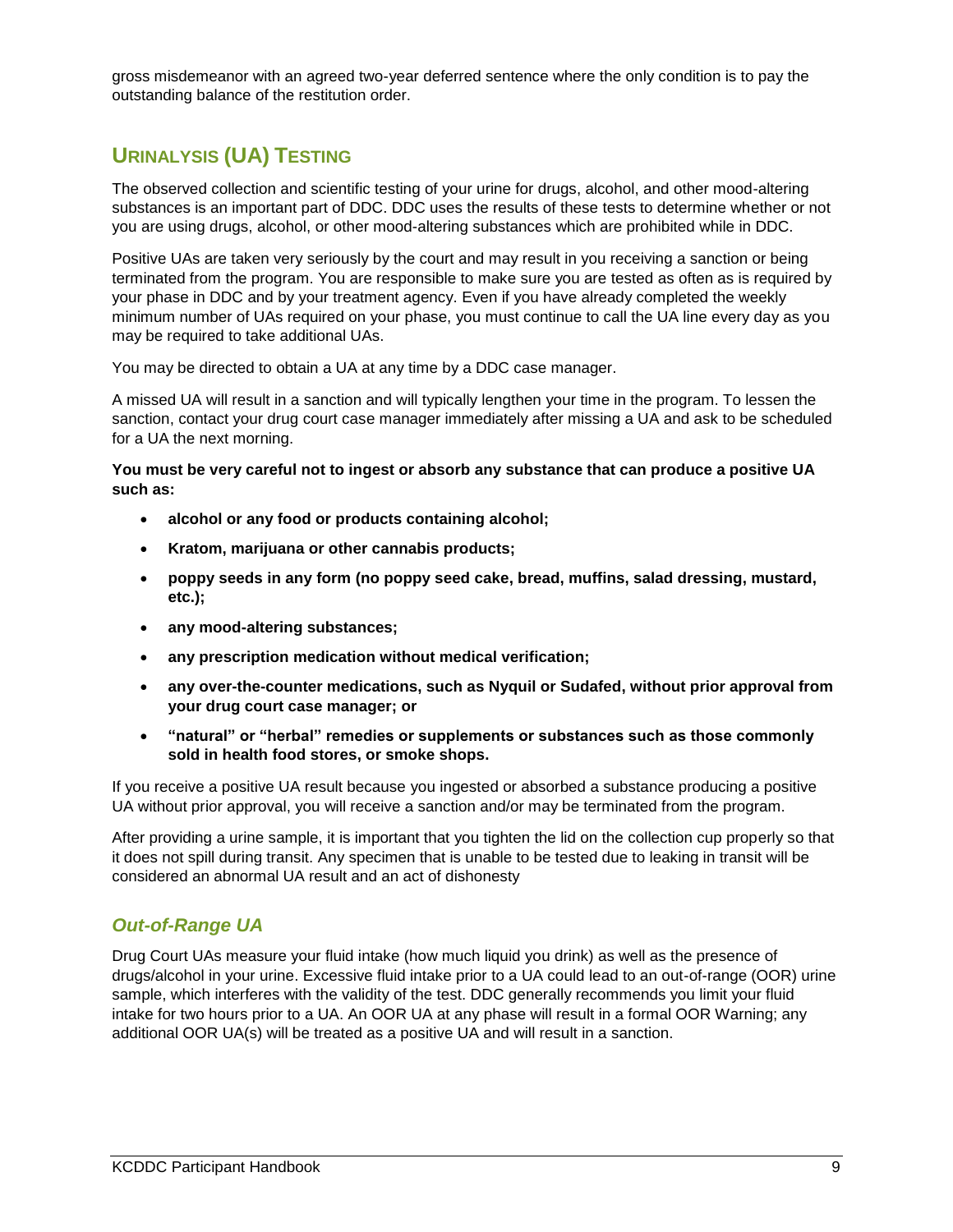gross misdemeanor with an agreed two-year deferred sentence where the only condition is to pay the outstanding balance of the restitution order.

## Urinalysis (UA) Testing

The observed collection and scientific testing of your urine for drugs, alcohol, and other mood-altering substances is an important part of DDC. DDC uses the results of these tests to determine whether or not you are using drugs, alcohol, or other mood-altering substances which are prohibited while in DDC.

Positive UAs are taken very seriously by the court and may result in you receiving a sanction or being terminated from the program. You are responsible to make sure you are tested as often as is required by your phase in DDC and by your treatment agency. Even if you have already completed the weekly minimum number of UAs required on your phase, you must continue to call the UA line every day as you may be required to take additional UAs.

You may be directed to obtain a UA at any time by a DDC case manager.

A missed UA will result in a sanction and will typically lengthen your time in the program. To lessen the sanction, contact your drug court case manager immediately after missing a UA and ask to be scheduled for a UA the next morning.

**You must be very careful not to ingest or absorb any substance that can produce a positive UA such as:**

- **alcohol or any food or products containing alcohol;**
- **Kratom, marijuana or other cannabis products;**
- **poppy seeds in any form (no poppy seed cake, bread, muffins, salad dressing, mustard, etc.);**
- **any mood-altering substances;**
- **any prescription medication without medical verification;**
- **any over-the-counter medications, such as Nyquil or Sudafed, without prior approval from your drug court case manager; or**
- **"natural" or "herbal" remedies or supplements or substances such as those commonly sold in health food stores, or smoke shops.**

If you receive a positive UA result because you ingested or absorbed a substance producing a positive UA without prior approval, you will receive a sanction and/or may be terminated from the program.

After providing a urine sample, it is important that you tighten the lid on the collection cup properly so that it does not spill during transit. Any specimen that is unable to be tested due to leaking in transit will be considered an abnormal UA result and an act of dishonesty

### *Out-of-Range UA*

Drug Court UAs measure your fluid intake (how much liquid you drink) as well as the presence of drugs/alcohol in your urine. Excessive fluid intake prior to a UA could lead to an out-of-range (OOR) urine sample, which interferes with the validity of the test. DDC generally recommends you limit your fluid intake for two hours prior to a UA. An OOR UA at any phase will result in a formal OOR Warning; any additional OOR UA(s) will be treated as a positive UA and will result in a sanction.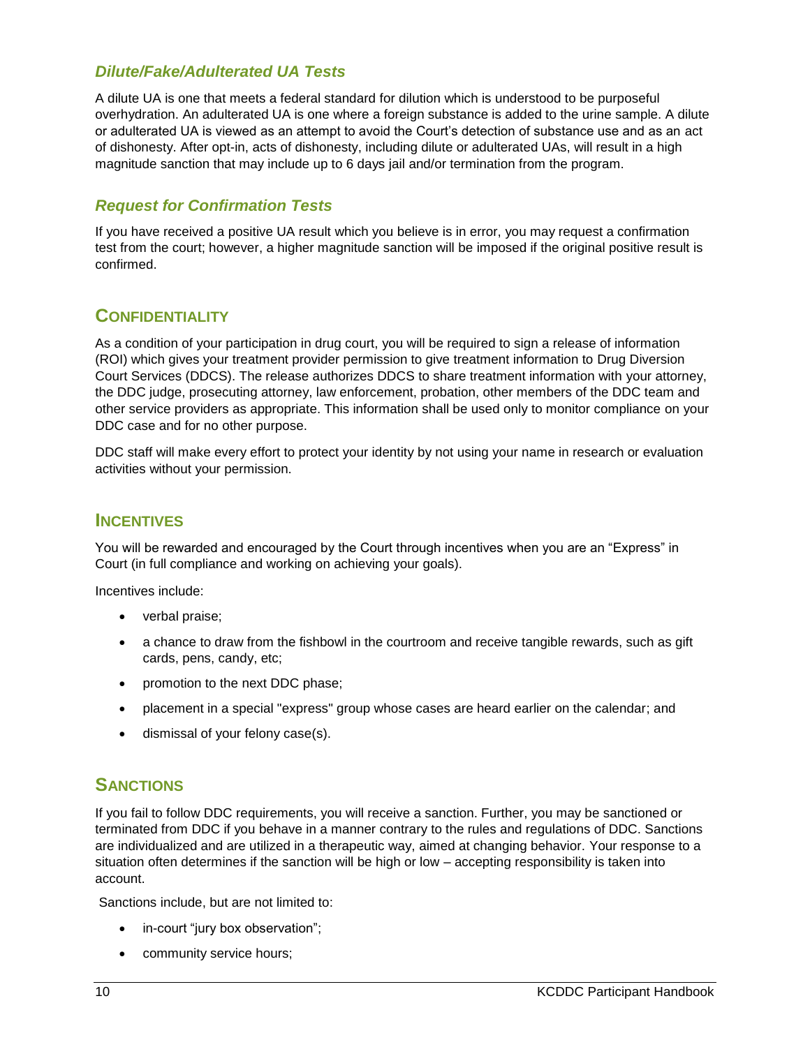### *Dilute/Fake/Adulterated UA Tests*

A dilute UA is one that meets a federal standard for dilution which is understood to be purposeful overhydration. An adulterated UA is one where a foreign substance is added to the urine sample. A dilute or adulterated UA is viewed as an attempt to avoid the Court's detection of substance use and as an act of dishonesty. After opt-in, acts of dishonesty, including dilute or adulterated UAs, will result in a high magnitude sanction that may include up to 6 days jail and/or termination from the program.

### *Request for Confirmation Tests*

If you have received a positive UA result which you believe is in error, you may request a confirmation test from the court; however, a higher magnitude sanction will be imposed if the original positive result is confirmed.

## CONFIDENTIALITY

As a condition of your participation in drug court, you will be required to sign a release of information (ROI) which gives your treatment provider permission to give treatment information to Drug Diversion Court Services (DDCS). The release authorizes DDCS to share treatment information with your attorney, the DDC judge, prosecuting attorney, law enforcement, probation, other members of the DDC team and other service providers as appropriate. This information shall be used only to monitor compliance on your DDC case and for no other purpose.

DDC staff will make every effort to protect your identity by not using your name in research or evaluation activities without your permission.

## INCENTIVES

You will be rewarded and encouraged by the Court through incentives when you are an "Express" in Court (in full compliance and working on achieving your goals).

Incentives include:

- verbal praise;
- a chance to draw from the fishbowl in the courtroom and receive tangible rewards, such as gift cards, pens, candy, etc;
- promotion to the next DDC phase;
- placement in a special "express" group whose cases are heard earlier on the calendar; and
- dismissal of your felony case(s).

## SANCTIONS

If you fail to follow DDC requirements, you will receive a sanction. Further, you may be sanctioned or terminated from DDC if you behave in a manner contrary to the rules and regulations of DDC. Sanctions are individualized and are utilized in a therapeutic way, aimed at changing behavior. Your response to a situation often determines if the sanction will be high or low – accepting responsibility is taken into account.

Sanctions include, but are not limited to:

- in-court "jury box observation";
- community service hours;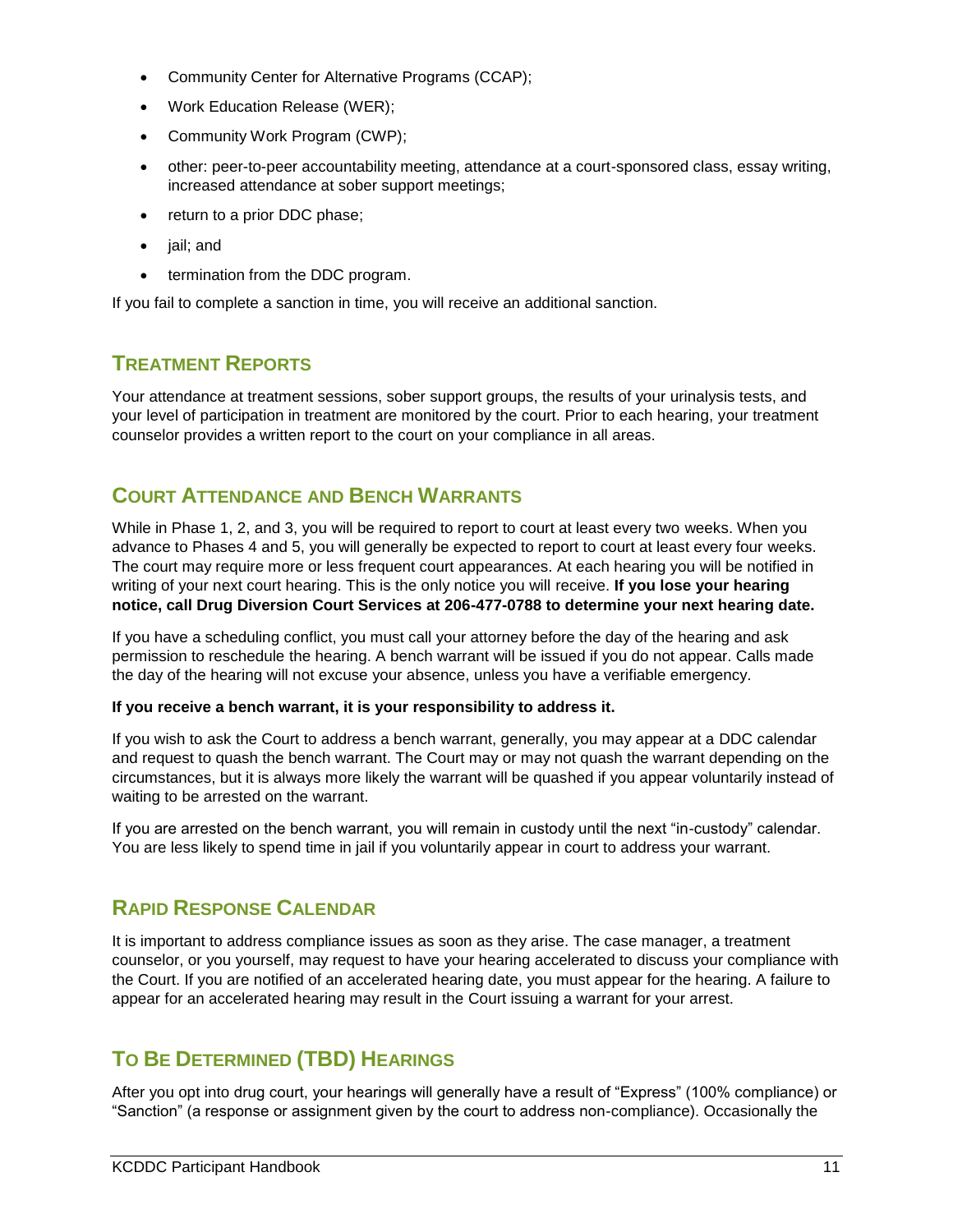- Community Center for Alternative Programs (CCAP);
- Work Education Release (WER);
- Community Work Program (CWP);
- other: peer-to-peer accountability meeting, attendance at a court-sponsored class, essay writing, increased attendance at sober support meetings;
- return to a prior DDC phase;
- jail; and
- termination from the DDC program.

If you fail to complete a sanction in time, you will receive an additional sanction.

## Treatment Reports

Your attendance at treatment sessions, sober support groups, the results of your urinalysis tests, and your level of participation in treatment are monitored by the court. Prior to each hearing, your treatment counselor provides a written report to the court on your compliance in all areas.

## Court Attendance and Bench Warrants

While in Phase 1, 2, and 3, you will be required to report to court at least every two weeks. When you advance to Phases 4 and 5, you will generally be expected to report to court at least every four weeks. The court may require more or less frequent court appearances. At each hearing you will be notified in writing of your next court hearing. This is the only notice you will receive. **If you lose your hearing notice, call Drug Diversion Court Services at 206-477-0788 to determine your next hearing date.**

If you have a scheduling conflict, you must call your attorney before the day of the hearing and ask permission to reschedule the hearing. A bench warrant will be issued if you do not appear. Calls made the day of the hearing will not excuse your absence, unless you have a verifiable emergency.

**If you receive a bench warrant, it is your responsibility to address it.**

If you wish to ask the Court to address a bench warrant, generally, you may appear at a DDC calendar and request to quash the bench warrant. The Court may or may not quash the warrant depending on the circumstances, but it is always more likely the warrant will be quashed if you appear voluntarily instead of waiting to be arrested on the warrant.

If you are arrested on the bench warrant, you will remain in custody until the next "in-custody" calendar. You are less likely to spend time in jail if you voluntarily appear in court to address your warrant.

## Rapid Response Calendar

It is important to address compliance issues as soon as they arise. The case manager, a treatment counselor, or you yourself, may request to have your hearing accelerated to discuss your compliance with the Court. If you are notified of an accelerated hearing date, you must appear for the hearing. A failure to appear for an accelerated hearing may result in the Court issuing a warrant for your arrest.

## To Be Determined (TBD) Hearings

After you opt into drug court, your hearings will generally have a result of "Express" (100% compliance) or "Sanction" (a response or assignment given by the court to address non-compliance). Occasionally the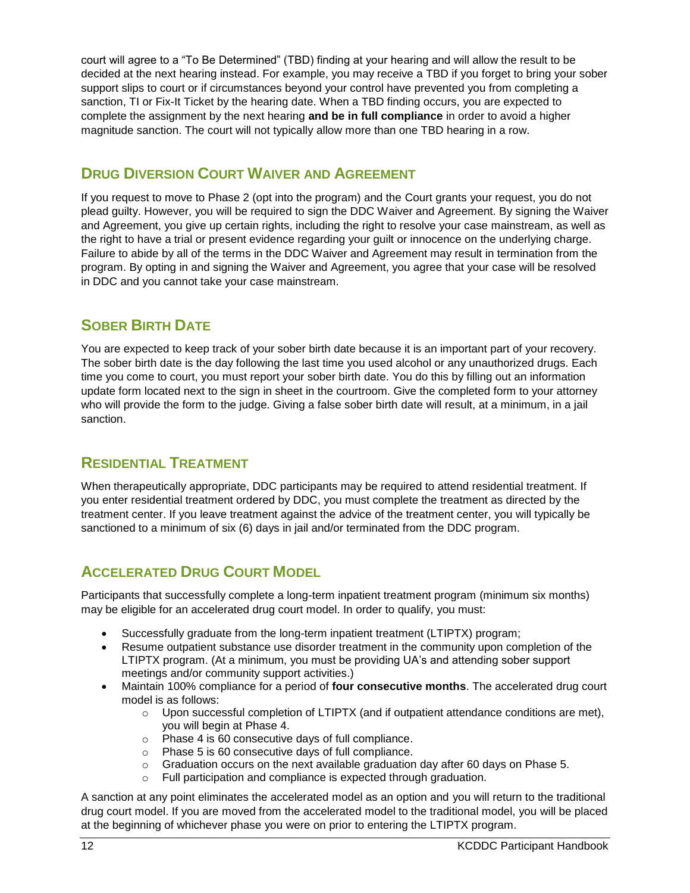court will agree to a "To Be Determined" (TBD) finding at your hearing and will allow the result to be decided at the next hearing instead. For example, you may receive a TBD if you forget to bring your sober support slips to court or if circumstances beyond your control have prevented you from completing a sanction, TI or Fix-It Ticket by the hearing date. When a TBD finding occurs, you are expected to complete the assignment by the next hearing **and be in full compliance** in order to avoid a higher magnitude sanction. The court will not typically allow more than one TBD hearing in a row.

## Drug Diversion Court Waiver and Agreement

If you request to move to Phase 2 (opt into the program) and the Court grants your request, you do not plead guilty. However, you will be required to sign the DDC Waiver and Agreement. By signing the Waiver and Agreement, you give up certain rights, including the right to resolve your case mainstream, as well as the right to have a trial or present evidence regarding your guilt or innocence on the underlying charge. Failure to abide by all of the terms in the DDC Waiver and Agreement may result in termination from the program. By opting in and signing the Waiver and Agreement, you agree that your case will be resolved in DDC and you cannot take your case mainstream.

## Sober Birth Date

You are expected to keep track of your sober birth date because it is an important part of your recovery. The sober birth date is the day following the last time you used alcohol or any unauthorized drugs. Each time you come to court, you must report your sober birth date. You do this by filling out an information update form located next to the sign in sheet in the courtroom. Give the completed form to your attorney who will provide the form to the judge. Giving a false sober birth date will result, at a minimum, in a jail sanction.

## Residential Treatment

When therapeutically appropriate, DDC participants may be required to attend residential treatment. If you enter residential treatment ordered by DDC, you must complete the treatment as directed by the treatment center. If you leave treatment against the advice of the treatment center, you will typically be sanctioned to a minimum of six (6) days in jail and/or terminated from the DDC program.

## Accelerated Drug Court Model

Participants that successfully complete a long-term inpatient treatment program (minimum six months) may be eligible for an accelerated drug court model. In order to qualify, you must:

- Successfully graduate from the long-term inpatient treatment (LTIPTX) program;
- Resume outpatient substance use disorder treatment in the community upon completion of the LTIPTX program. (At a minimum, you must be providing UA's and attending sober support meetings and/or community support activities.)
- Maintain 100% compliance for a period of **four consecutive months**. The accelerated drug court model is as follows:
  - Upon successful completion of LTIPTX (and if outpatient attendance conditions are met), you will begin at Phase 4.
  - Phase 4 is 60 consecutive days of full compliance.
  - Phase 5 is 60 consecutive days of full compliance.
  - Graduation occurs on the next available graduation day after 60 days on Phase 5.
  - Full participation and compliance is expected through graduation.

A sanction at any point eliminates the accelerated model as an option and you will return to the traditional drug court model. If you are moved from the accelerated model to the traditional model, you will be placed at the beginning of whichever phase you were on prior to entering the LTIPTX program.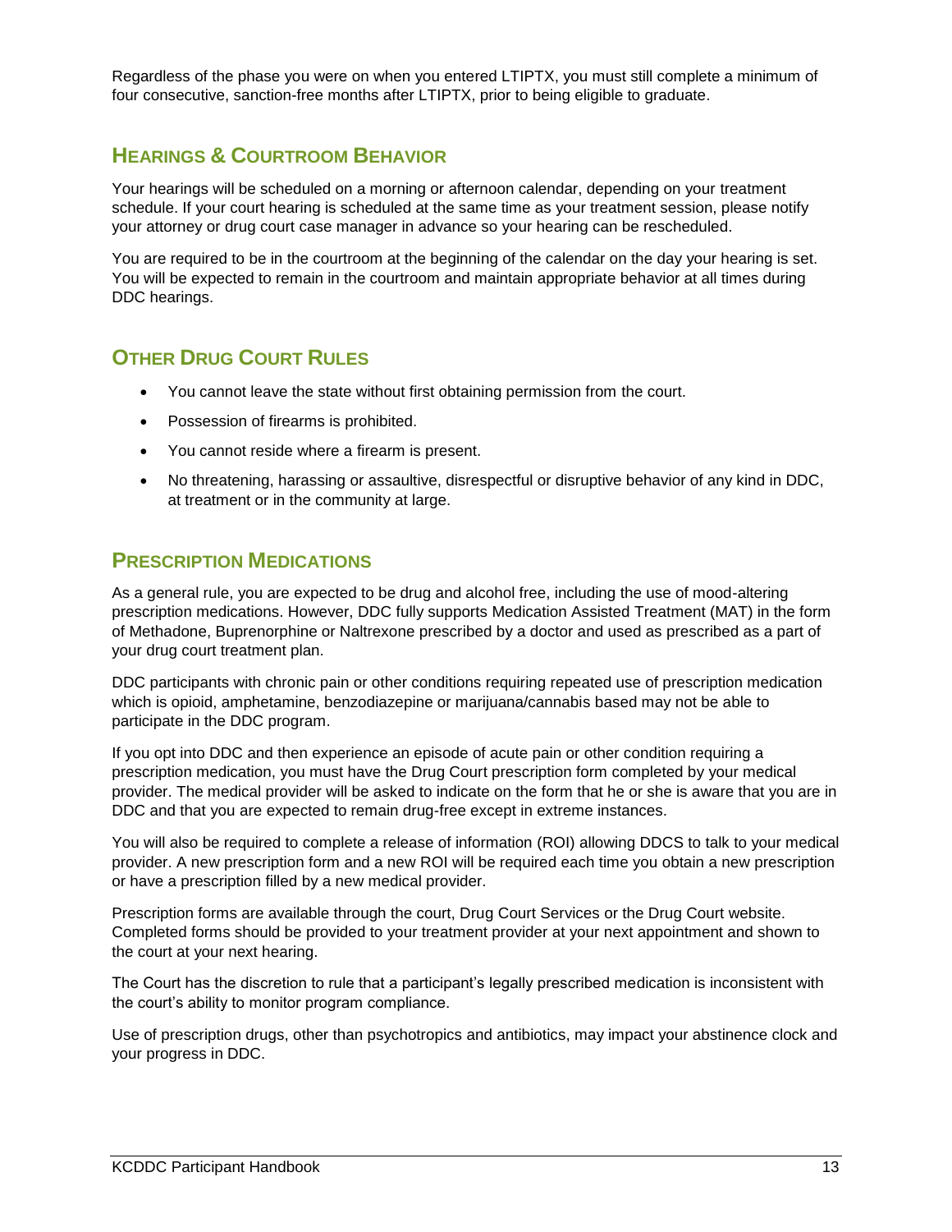Regardless of the phase you were on when you entered LTIPTX, you must still complete a minimum of four consecutive, sanction-free months after LTIPTX, prior to being eligible to graduate.

## Hearings & Courtroom Behavior

Your hearings will be scheduled on a morning or afternoon calendar, depending on your treatment schedule. If your court hearing is scheduled at the same time as your treatment session, please notify your attorney or drug court case manager in advance so your hearing can be rescheduled.

You are required to be in the courtroom at the beginning of the calendar on the day your hearing is set. You will be expected to remain in the courtroom and maintain appropriate behavior at all times during DDC hearings.

## Other Drug Court Rules

- You cannot leave the state without first obtaining permission from the court.
- Possession of firearms is prohibited.
- You cannot reside where a firearm is present.
- No threatening, harassing or assaultive, disrespectful or disruptive behavior of any kind in DDC, at treatment or in the community at large.

## Prescription Medications

As a general rule, you are expected to be drug and alcohol free, including the use of mood-altering prescription medications. However, DDC fully supports Medication Assisted Treatment (MAT) in the form of Methadone, Buprenorphine or Naltrexone prescribed by a doctor and used as prescribed as a part of your drug court treatment plan.

DDC participants with chronic pain or other conditions requiring repeated use of prescription medication which is opioid, amphetamine, benzodiazepine or marijuana/cannabis based may not be able to participate in the DDC program.

If you opt into DDC and then experience an episode of acute pain or other condition requiring a prescription medication, you must have the Drug Court prescription form completed by your medical provider. The medical provider will be asked to indicate on the form that he or she is aware that you are in DDC and that you are expected to remain drug-free except in extreme instances.

You will also be required to complete a release of information (ROI) allowing DDCS to talk to your medical provider. A new prescription form and a new ROI will be required each time you obtain a new prescription or have a prescription filled by a new medical provider.

Prescription forms are available through the court, Drug Court Services or the Drug Court website. Completed forms should be provided to your treatment provider at your next appointment and shown to the court at your next hearing.

The Court has the discretion to rule that a participant's legally prescribed medication is inconsistent with the court's ability to monitor program compliance.

Use of prescription drugs, other than psychotropics and antibiotics, may impact your abstinence clock and your progress in DDC.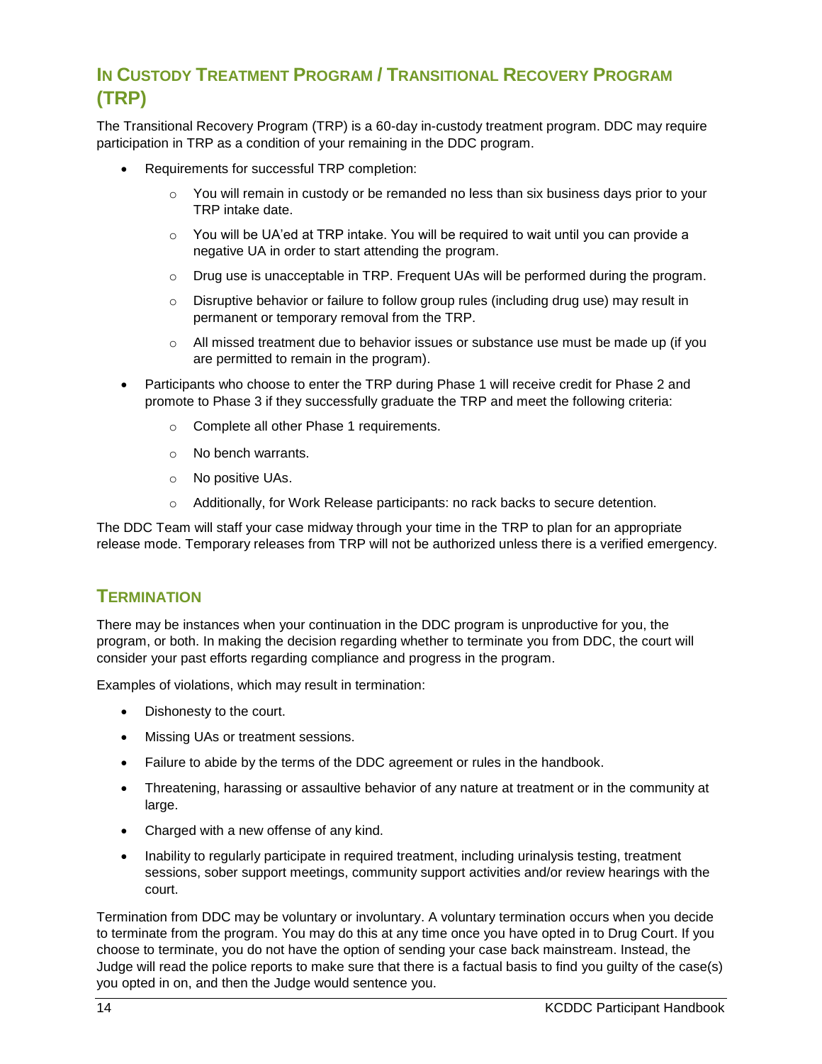## In Custody Treatment Program / Transitional Recovery Program (TRP)

The Transitional Recovery Program (TRP) is a 60-day in-custody treatment program. DDC may require participation in TRP as a condition of your remaining in the DDC program.

- Requirements for successful TRP completion:
  - You will remain in custody or be remanded no less than six business days prior to your TRP intake date.
  - You will be UA'ed at TRP intake. You will be required to wait until you can provide a negative UA in order to start attending the program.
  - Drug use is unacceptable in TRP. Frequent UAs will be performed during the program.
  - Disruptive behavior or failure to follow group rules (including drug use) may result in permanent or temporary removal from the TRP.
  - All missed treatment due to behavior issues or substance use must be made up (if you are permitted to remain in the program).
- Participants who choose to enter the TRP during Phase 1 will receive credit for Phase 2 and promote to Phase 3 if they successfully graduate the TRP and meet the following criteria:
  - Complete all other Phase 1 requirements.
  - No bench warrants.
  - No positive UAs.
  - Additionally, for Work Release participants: no rack backs to secure detention.

The DDC Team will staff your case midway through your time in the TRP to plan for an appropriate release mode. Temporary releases from TRP will not be authorized unless there is a verified emergency.

## Termination

There may be instances when your continuation in the DDC program is unproductive for you, the program, or both. In making the decision regarding whether to terminate you from DDC, the court will consider your past efforts regarding compliance and progress in the program.

Examples of violations, which may result in termination:

- Dishonesty to the court.
- Missing UAs or treatment sessions.
- Failure to abide by the terms of the DDC agreement or rules in the handbook.
- Threatening, harassing or assaultive behavior of any nature at treatment or in the community at large.
- Charged with a new offense of any kind.
- Inability to regularly participate in required treatment, including urinalysis testing, treatment sessions, sober support meetings, community support activities and/or review hearings with the court.

Termination from DDC may be voluntary or involuntary. A voluntary termination occurs when you decide to terminate from the program. You may do this at any time once you have opted in to Drug Court. If you choose to terminate, you do not have the option of sending your case back mainstream. Instead, the Judge will read the police reports to make sure that there is a factual basis to find you guilty of the case(s) you opted in on, and then the Judge would sentence you.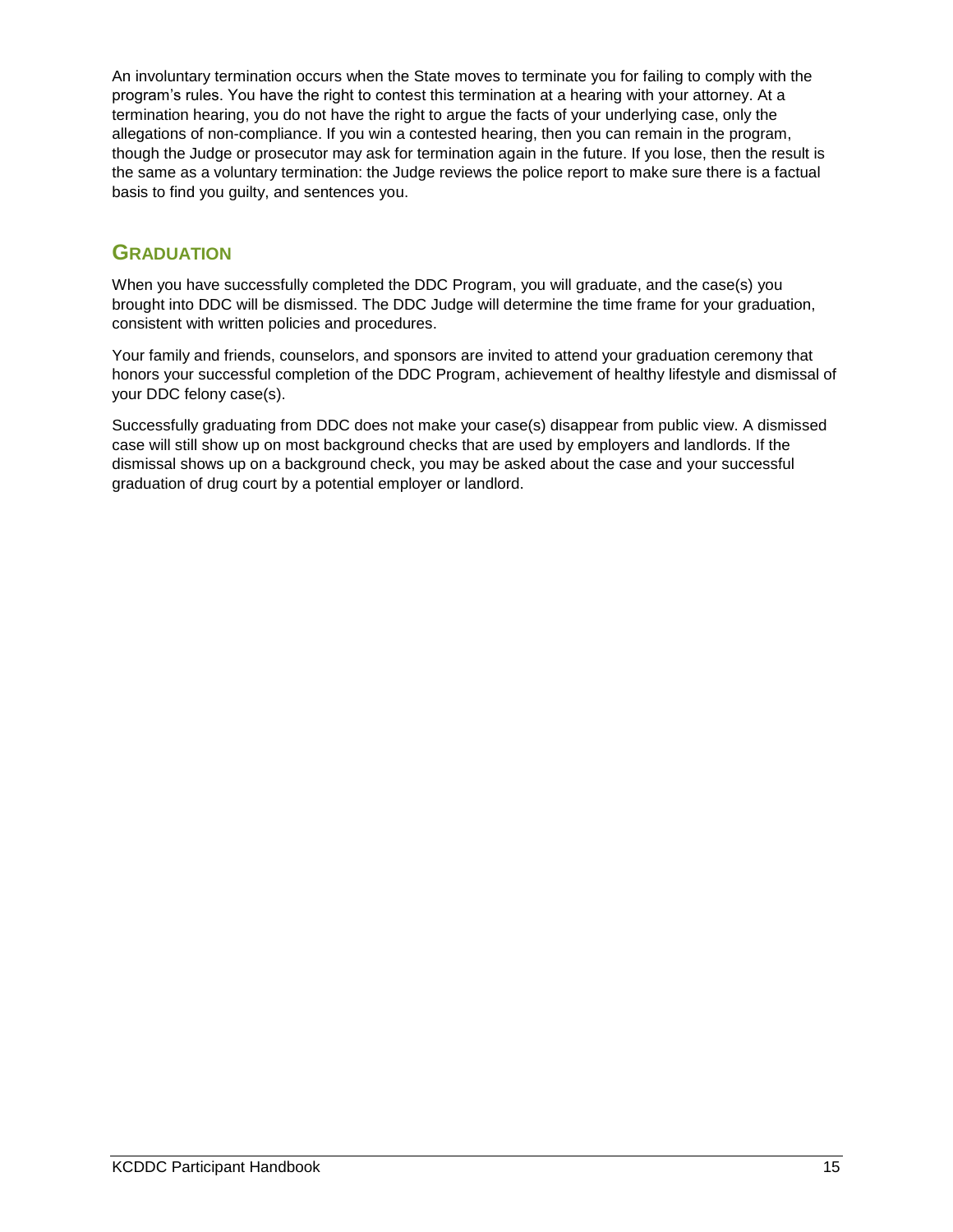An involuntary termination occurs when the State moves to terminate you for failing to comply with the program's rules. You have the right to contest this termination at a hearing with your attorney. At a termination hearing, you do not have the right to argue the facts of your underlying case, only the allegations of non-compliance. If you win a contested hearing, then you can remain in the program, though the Judge or prosecutor may ask for termination again in the future. If you lose, then the result is the same as a voluntary termination: the Judge reviews the police report to make sure there is a factual basis to find you guilty, and sentences you.

## Graduation

When you have successfully completed the DDC Program, you will graduate, and the case(s) you brought into DDC will be dismissed. The DDC Judge will determine the time frame for your graduation, consistent with written policies and procedures.

Your family and friends, counselors, and sponsors are invited to attend your graduation ceremony that honors your successful completion of the DDC Program, achievement of healthy lifestyle and dismissal of your DDC felony case(s).

Successfully graduating from DDC does not make your case(s) disappear from public view. A dismissed case will still show up on most background checks that are used by employers and landlords. If the dismissal shows up on a background check, you may be asked about the case and your successful graduation of drug court by a potential employer or landlord.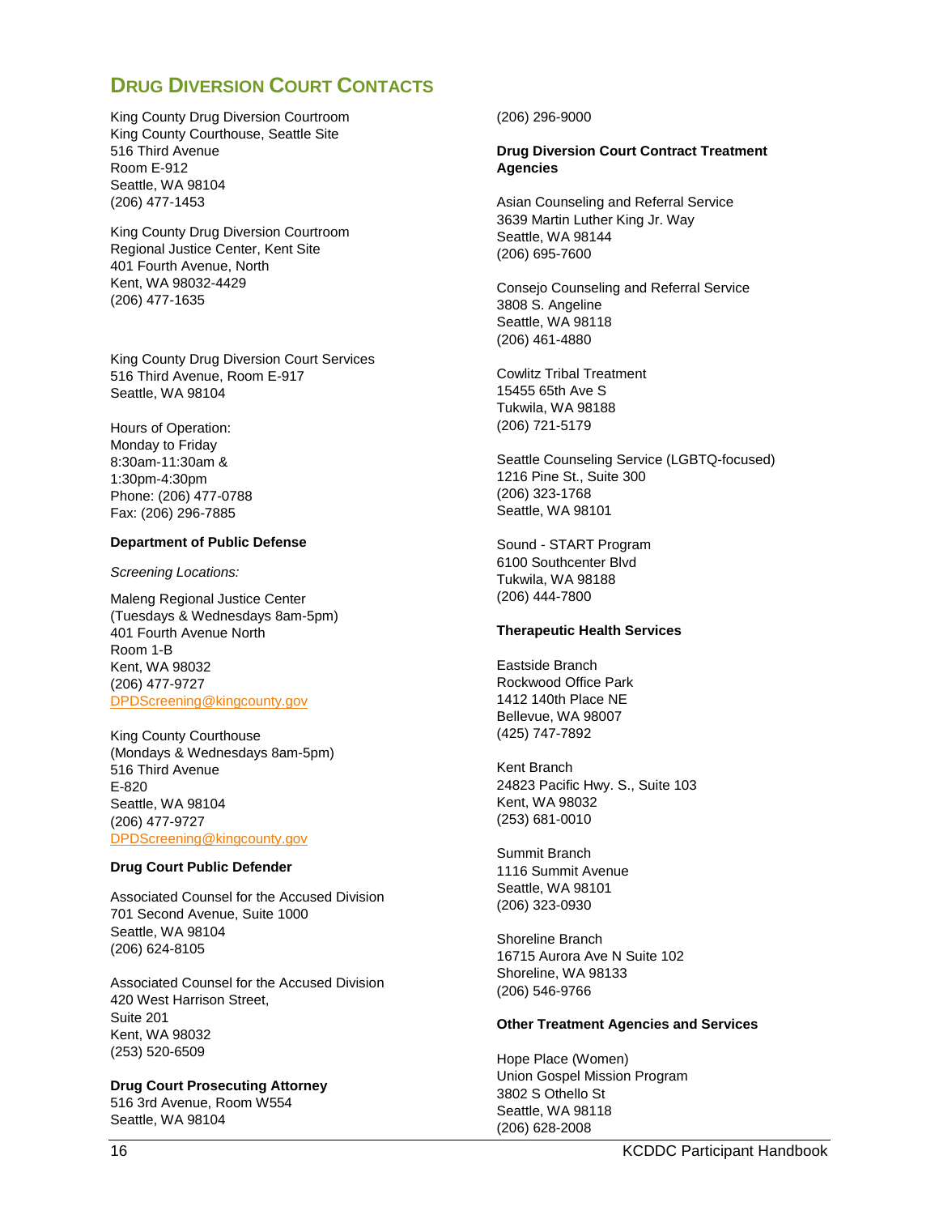## DRUG DIVERSION COURT CONTACTS

King County Drug Diversion Courtroom
King County Courthouse, Seattle Site
516 Third Avenue
Room E-912
Seattle, WA 98104
(206) 477-1453

King County Drug Diversion Courtroom
Regional Justice Center, Kent Site
401 Fourth Avenue, North
Kent, WA 98032-4429
(206) 477-1635

King County Drug Diversion Court Services
516 Third Avenue, Room E-917
Seattle, WA 98104

Hours of Operation:
Monday to Friday
8:30am-11:30am &
1:30pm-4:30pm
Phone: (206) 477-0788
Fax: (206) 296-7885

**Department of Public Defense**

*Screening Locations:*

Maleng Regional Justice Center
(Tuesdays & Wednesdays 8am-5pm)
401 Fourth Avenue North
Room 1-B
Kent, WA 98032
(206) 477-9727
DPDScreening@kingcounty.gov

King County Courthouse
(Mondays & Wednesdays 8am-5pm)
516 Third Avenue
E-820
Seattle, WA 98104
(206) 477-9727
DPDScreening@kingcounty.gov

**Drug Court Public Defender**

Associated Counsel for the Accused Division
701 Second Avenue, Suite 1000
Seattle, WA 98104
(206) 624-8105

Associated Counsel for the Accused Division
420 West Harrison Street,
Suite 201
Kent, WA 98032
(253) 520-6509

**Drug Court Prosecuting Attorney**
516 3rd Avenue, Room W554
Seattle, WA 98104
(206) 296-9000

**Drug Diversion Court Contract Treatment Agencies**

Asian Counseling and Referral Service
3639 Martin Luther King Jr. Way
Seattle, WA 98144
(206) 695-7600

Consejo Counseling and Referral Service
3808 S. Angeline
Seattle, WA 98118
(206) 461-4880

Cowlitz Tribal Treatment
15455 65th Ave S
Tukwila, WA 98188
(206) 721-5179

Seattle Counseling Service (LGBTQ-focused)
1216 Pine St., Suite 300
(206) 323-1768
Seattle, WA 98101

Sound - START Program
6100 Southcenter Blvd
Tukwila, WA 98188
(206) 444-7800

**Therapeutic Health Services**

Eastside Branch
Rockwood Office Park
1412 140th Place NE
Bellevue, WA 98007
(425) 747-7892

Kent Branch
24823 Pacific Hwy. S., Suite 103
Kent, WA 98032
(253) 681-0010

Summit Branch
1116 Summit Avenue
Seattle, WA 98101
(206) 323-0930

Shoreline Branch
16715 Aurora Ave N Suite 102
Shoreline, WA 98133
(206) 546-9766

**Other Treatment Agencies and Services**

Hope Place (Women)
Union Gospel Mission Program
3802 S Othello St
Seattle, WA 98118
(206) 628-2008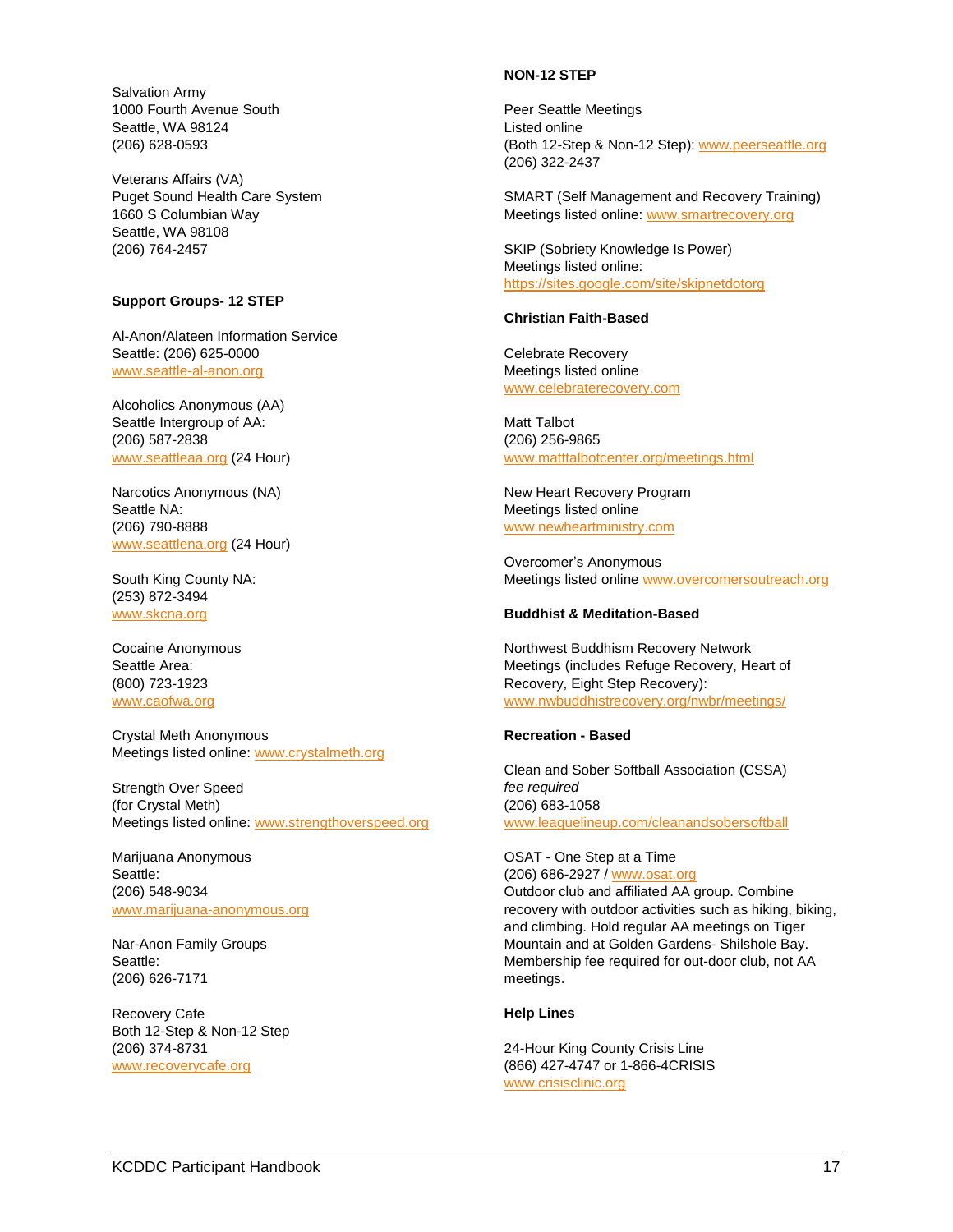Salvation Army
1000 Fourth Avenue South
Seattle, WA 98124
(206) 628-0593

Veterans Affairs (VA)
Puget Sound Health Care System
1660 S Columbian Way
Seattle, WA 98108
(206) 764-2457

**Support Groups- 12 STEP**

Al-Anon/Alateen Information Service
Seattle: (206) 625-0000
www.seattle-al-anon.org

Alcoholics Anonymous (AA)
Seattle Intergroup of AA:
(206) 587-2838
www.seattleaa.org (24 Hour)

Narcotics Anonymous (NA)
Seattle NA:
(206) 790-8888
www.seattlena.org (24 Hour)

South King County NA:
(253) 872-3494
www.skcna.org

Cocaine Anonymous
Seattle Area:
(800) 723-1923
www.caofwa.org

Crystal Meth Anonymous
Meetings listed online: www.crystalmeth.org

Strength Over Speed
(for Crystal Meth)
Meetings listed online: www.strengthoverspeed.org

Marijuana Anonymous
Seattle:
(206) 548-9034
www.marijuana-anonymous.org

Nar-Anon Family Groups
Seattle:
(206) 626-7171

Recovery Cafe
Both 12-Step & Non-12 Step
(206) 374-8731
www.recoverycafe.org

**NON-12 STEP**

Peer Seattle Meetings
Listed online
(Both 12-Step & Non-12 Step): www.peerseattle.org
(206) 322-2437

SMART (Self Management and Recovery Training)
Meetings listed online: www.smartrecovery.org

SKIP (Sobriety Knowledge Is Power)
Meetings listed online:
https://sites.google.com/site/skipnetdotorg

**Christian Faith-Based**

Celebrate Recovery
Meetings listed online
www.celebraterecovery.com

Matt Talbot
(206) 256-9865
www.matttalbotcenter.org/meetings.html

New Heart Recovery Program
Meetings listed online
www.newheartministry.com

Overcomer's Anonymous
Meetings listed online www.overcomersoutreach.org

**Buddhist & Meditation-Based**

Northwest Buddhism Recovery Network
Meetings (includes Refuge Recovery, Heart of Recovery, Eight Step Recovery):
www.nwbuddhistrecovery.org/nwbr/meetings/

**Recreation - Based**

Clean and Sober Softball Association (CSSA)
*fee required*
(206) 683-1058
www.leaguelineup.com/cleanandsobersoftball

OSAT - One Step at a Time
(206) 686-2927 / www.osat.org
Outdoor club and affiliated AA group. Combine recovery with outdoor activities such as hiking, biking, and climbing. Hold regular AA meetings on Tiger Mountain and at Golden Gardens- Shilshole Bay. Membership fee required for out-door club, not AA meetings.

**Help Lines**

24-Hour King County Crisis Line
(866) 427-4747 or 1-866-4CRISIS
www.crisisclinic.org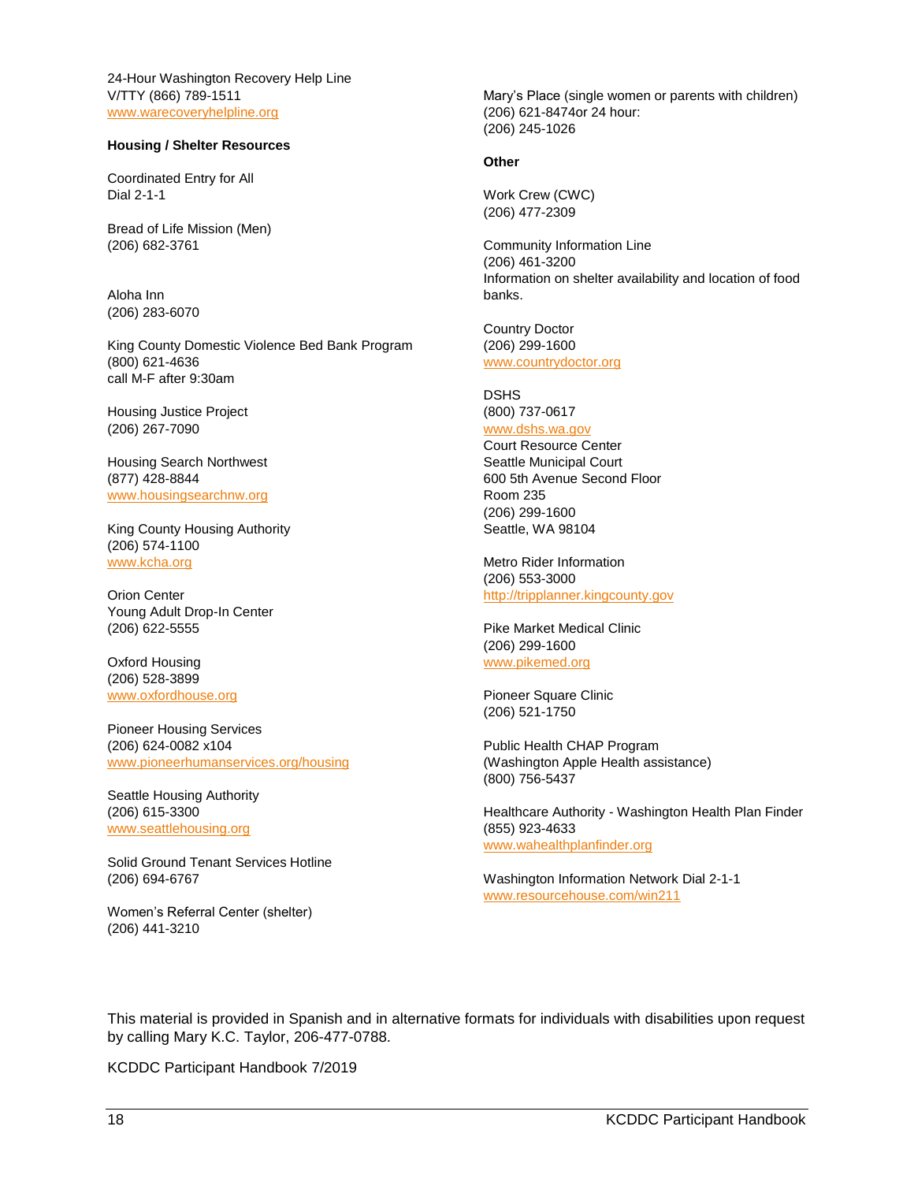24-Hour Washington Recovery Help Line
V/TTY (866) 789-1511
www.warecoveryhelpline.org

**Housing / Shelter Resources**

Coordinated Entry for All
Dial 2-1-1

Bread of Life Mission (Men)
(206) 682-3761

Aloha Inn
(206) 283-6070

King County Domestic Violence Bed Bank Program
(800) 621-4636
call M-F after 9:30am

Housing Justice Project
(206) 267-7090

Housing Search Northwest
(877) 428-8844
www.housingsearchnw.org

King County Housing Authority
(206) 574-1100
www.kcha.org

Orion Center
Young Adult Drop-In Center
(206) 622-5555

Oxford Housing
(206) 528-3899
www.oxfordhouse.org

Pioneer Housing Services
(206) 624-0082 x104
www.pioneerhumanservices.org/housing

Seattle Housing Authority
(206) 615-3300
www.seattlehousing.org

Solid Ground Tenant Services Hotline
(206) 694-6767

Women's Referral Center (shelter)
(206) 441-3210

Mary's Place (single women or parents with children)
(206) 621-8474or 24 hour:
(206) 245-1026

**Other**

Work Crew (CWC)
(206) 477-2309

Community Information Line
(206) 461-3200
Information on shelter availability and location of food banks.

Country Doctor
(206) 299-1600
www.countrydoctor.org

DSHS
(800) 737-0617
www.dshs.wa.gov
Court Resource Center
Seattle Municipal Court
600 5th Avenue Second Floor
Room 235
(206) 299-1600
Seattle, WA 98104

Metro Rider Information
(206) 553-3000
http://tripplanner.kingcounty.gov

Pike Market Medical Clinic
(206) 299-1600
www.pikemed.org

Pioneer Square Clinic
(206) 521-1750

Public Health CHAP Program
(Washington Apple Health assistance)
(800) 756-5437

Healthcare Authority - Washington Health Plan Finder
(855) 923-4633
www.wahealthplanfinder.org

Washington Information Network Dial 2-1-1
www.resourcehouse.com/win211

This material is provided in Spanish and in alternative formats for individuals with disabilities upon request by calling Mary K.C. Taylor, 206-477-0788.

KCDDC Participant Handbook 7/2019